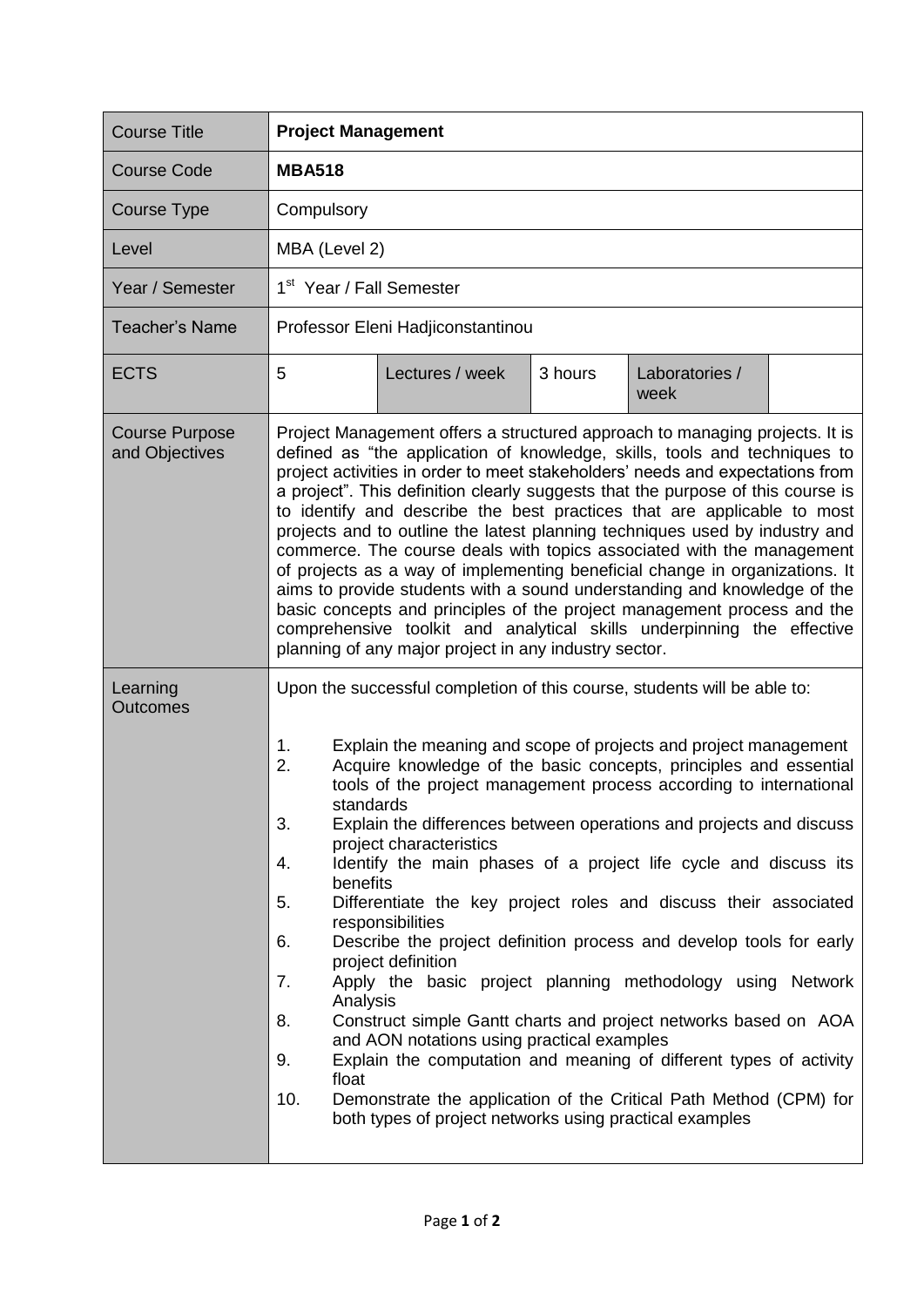| Course Title | **Project Management** | | | | |
|---|---|---|---|---|---|
| Course Code | **MBA518** | | | | |
| Course Type | Compulsory | | | | |
| Level | MBA (Level 2) | | | | |
| Year / Semester | 1st Year / Fall Semester | | | | |
| Teacher's Name | Professor Eleni Hadjiconstantinou | | | | |
| ECTS | 5 | Lectures / week | 3 hours | Laboratories / week | |
| Course Purpose and Objectives | Project Management offers a structured approach to managing projects. It is defined as "the application of knowledge, skills, tools and techniques to project activities in order to meet stakeholders' needs and expectations from a project". This definition clearly suggests that the purpose of this course is to identify and describe the best practices that are applicable to most projects and to outline the latest planning techniques used by industry and commerce. The course deals with topics associated with the management of projects as a way of implementing beneficial change in organizations. It aims to provide students with a sound understanding and knowledge of the basic concepts and principles of the project management process and the comprehensive toolkit and analytical skills underpinning the effective planning of any major project in any industry sector. | | | | |
| Learning Outcomes | Upon the successful completion of this course, students will be able to:<br><br>1. Explain the meaning and scope of projects and project management<br>2. Acquire knowledge of the basic concepts, principles and essential tools of the project management process according to international standards<br>3. Explain the differences between operations and projects and discuss project characteristics<br>4. Identify the main phases of a project life cycle and discuss its benefits<br>5. Differentiate the key project roles and discuss their associated responsibilities<br>6. Describe the project definition process and develop tools for early project definition<br>7. Apply the basic project planning methodology using Network Analysis<br>8. Construct simple Gantt charts and project networks based on AOA and AON notations using practical examples<br>9. Explain the computation and meaning of different types of activity float<br>10. Demonstrate the application of the Critical Path Method (CPM) for both types of project networks using practical examples | | | | |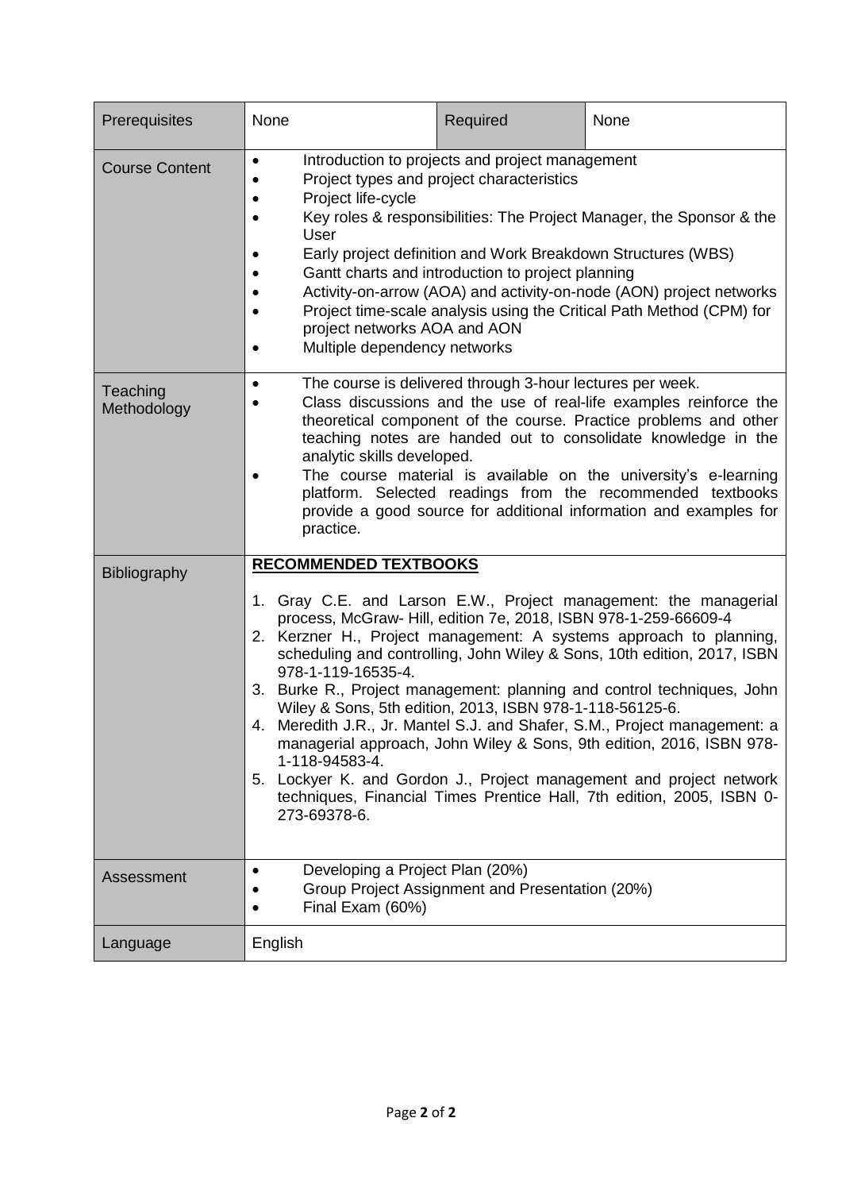| | | | |
|---|---|---|---|
| Prerequisites | None | Required | None |
| Course Content | • Introduction to projects and project management<br>• Project types and project characteristics<br>• Project life-cycle<br>• Key roles & responsibilities: The Project Manager, the Sponsor & the User<br>• Early project definition and Work Breakdown Structures (WBS)<br>• Gantt charts and introduction to project planning<br>• Activity-on-arrow (AOA) and activity-on-node (AON) project networks<br>• Project time-scale analysis using the Critical Path Method (CPM) for project networks AOA and AON<br>• Multiple dependency networks | | |
| Teaching Methodology | • The course is delivered through 3-hour lectures per week.<br>• Class discussions and the use of real-life examples reinforce the theoretical component of the course. Practice problems and other teaching notes are handed out to consolidate knowledge in the analytic skills developed.<br>• The course material is available on the university's e-learning platform. Selected readings from the recommended textbooks provide a good source for additional information and examples for practice. | | |
| Bibliography | **RECOMMENDED TEXTBOOKS**<br>1. Gray C.E. and Larson E.W., Project management: the managerial process, McGraw- Hill, edition 7e, 2018, ISBN 978-1-259-66609-4<br>2. Kerzner H., Project management: A systems approach to planning, scheduling and controlling, John Wiley & Sons, 10th edition, 2017, ISBN 978-1-119-16535-4.<br>3. Burke R., Project management: planning and control techniques, John Wiley & Sons, 5th edition, 2013, ISBN 978-1-118-56125-6.<br>4. Meredith J.R., Jr. Mantel S.J. and Shafer, S.M., Project management: a managerial approach, John Wiley & Sons, 9th edition, 2016, ISBN 978-1-118-94583-4.<br>5. Lockyer K. and Gordon J., Project management and project network techniques, Financial Times Prentice Hall, 7th edition, 2005, ISBN 0-273-69378-6. | | |
| Assessment | • Developing a Project Plan (20%)<br>• Group Project Assignment and Presentation (20%)<br>• Final Exam (60%) | | |
| Language | English | | |